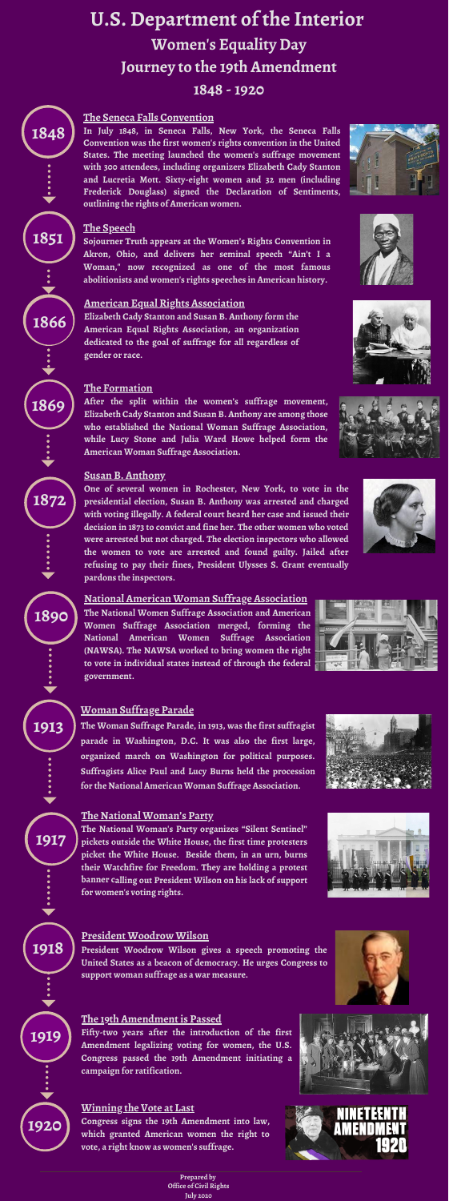# U.S. Department of the Interior

## Women's Equality Day

## Journey to the 19th Amendment

## 1848 - 1920

### 1848

#### The Seneca Falls Convention

**In July 1848, in Seneca Falls, New York, the Seneca Falls Convention was the first women's rights convention in the United States. The meeting launched the women's suffrage movement with 300 attendees, including organizers Elizabeth Cady Stanton and Lucretia Mott. Sixty-eight women and 32 men (including Frederick Douglass) signed the Declaration of Sentiments, outlining the rights of American women.**

### 1851

#### The Speech

**Sojourner Truth appears at the Women's Rights Convention in Akron, Ohio, and delivers her seminal speech "Ain't I a Woman," now recognized as one of the most famous abolitionists and women's rights speeches in American history.**

### 1866

#### American Equal Rights Association

**Elizabeth Cady Stanton and Susan B. Anthony form the American Equal Rights Association, an organization dedicated to the goal of suffrage for all regardless of gender or race.**

### 1869

#### The Formation

**After the split within the women's suffrage movement, Elizabeth Cady Stanton and Susan B. Anthony are among those who established the National Woman Suffrage Association, while Lucy Stone and Julia Ward Howe helped form the American Woman Suffrage Association.**

### 1872

#### Susan B. Anthony

**One of several women in Rochester, New York, to vote in the presidential election, Susan B. Anthony was arrested and charged with voting illegally. A federal court heard her case and issued their decision in 1873 to convict and fine her. The other women who voted were arrested but not charged. The election inspectors who allowed the women to vote are arrested and found guilty. Jailed after refusing to pay their fines, President Ulysses S. Grant eventually pardons the inspectors.**

### 1890

#### National American Woman Suffrage Association

**The National Women Suffrage Association and American Women Suffrage Association merged, forming the National American Women Suffrage Association (NAWSA). The NAWSA worked to bring women the right to vote in individual states instead of through the federal government.**

### 1913

#### Woman Suffrage Parade

**The Woman Suffrage Parade, in 1913, was the first suffragist parade in Washington, D.C. It was also the first large, organized march on Washington for political purposes. Suffragists Alice Paul and Lucy Burns held the procession for the National American Woman Suffrage Association.**

### 1917

#### The National Woman's Party

**The National Woman's Party organizes "Silent Sentinel" pickets outside the White House, the first time protesters picket the White House. Beside them, in an urn, burns their Watchfire for Freedom. They are holding a protest banner calling out President Wilson on his lack of support for women's voting rights.**

### 1918

#### President Woodrow Wilson

**President Woodrow Wilson gives a speech promoting the United States as a beacon of democracy. He urges Congress to support woman suffrage as a war measure.**

### 1919

#### The 19th Amendment is Passed

**Fifty-two years after the introduction of the first Amendment legalizing voting for women, the U.S. Congress passed the 19th Amendment initiating a campaign for ratification.**

### 1920

#### Winning the Vote at Last

**Congress signs the 19th Amendment into law, which granted American women the right to vote, a right know as women's suffrage.**

Prepared by
Office of Civil Rights
July 2020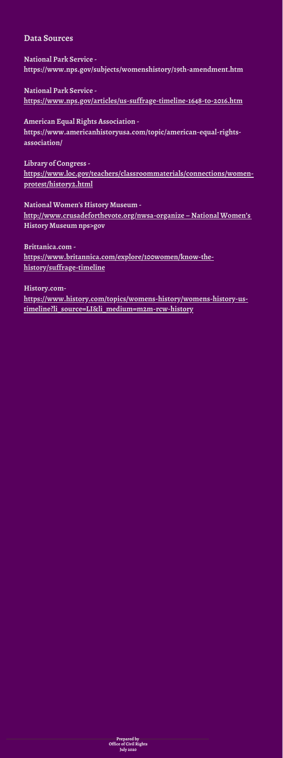## Data Sources

**National Park Service -**
**https://www.nps.gov/subjects/womenshistory/19th-amendment.htm**

**National Park Service -**
**https://www.nps.gov/articles/us-suffrage-timeline-1648-to-2016.htm**

**American Equal Rights Association -**
**https://www.americanhistoryusa.com/topic/american-equal-rights-association/**

**Library of Congress -**
**https://www.loc.gov/teachers/classroommaterials/connections/women-protest/history2.html**

**National Women's History Museum -**
**http://www.crusadeforthevote.org/nwsa-organize – National Women's History Museum nps>gov**

**Brittanica.com -**
**https://www.britannica.com/explore/100women/know-the-history/suffrage-timeline**

**History.com-**
**https://www.history.com/topics/womens-history/womens-history-us-timeline?li_source=LI&li_medium=m2m-rcw-history**

**Prepared by**
**Office of Civil Rights**
**July 2020**